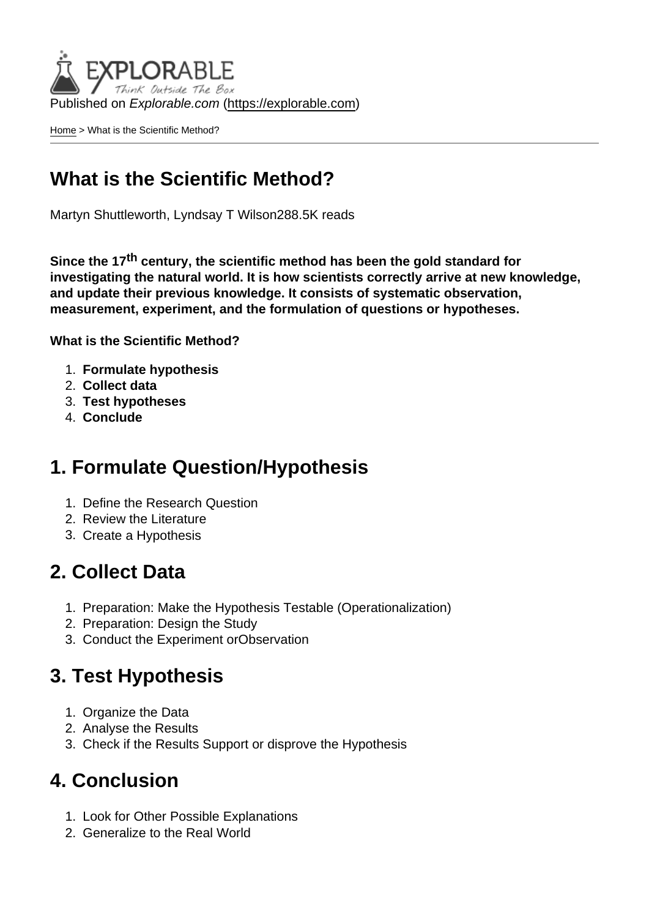Published on *Explorable.com* (https://explorable.com)

Home > What is the Scientific Method?

# What is the Scientific Method?

Martyn Shuttleworth, Lyndsay T Wilson288.5K reads

**Since the 17$^{th}$ century, the scientific method has been the gold standard for investigating the natural world. It is how scientists correctly arrive at new knowledge, and update their previous knowledge. It consists of systematic observation, measurement, experiment, and the formulation of questions or hypotheses.**

**What is the Scientific Method?**

1. **Formulate hypothesis**
2. **Collect data**
3. **Test hypotheses**
4. **Conclude**

## 1. Formulate Question/Hypothesis

1. Define the Research Question
2. Review the Literature
3. Create a Hypothesis

## 2. Collect Data

1. Preparation: Make the Hypothesis Testable (Operationalization)
2. Preparation: Design the Study
3. Conduct the Experiment orObservation

## 3. Test Hypothesis

1. Organize the Data
2. Analyse the Results
3. Check if the Results Support or disprove the Hypothesis

## 4. Conclusion

1. Look for Other Possible Explanations
2. Generalize to the Real World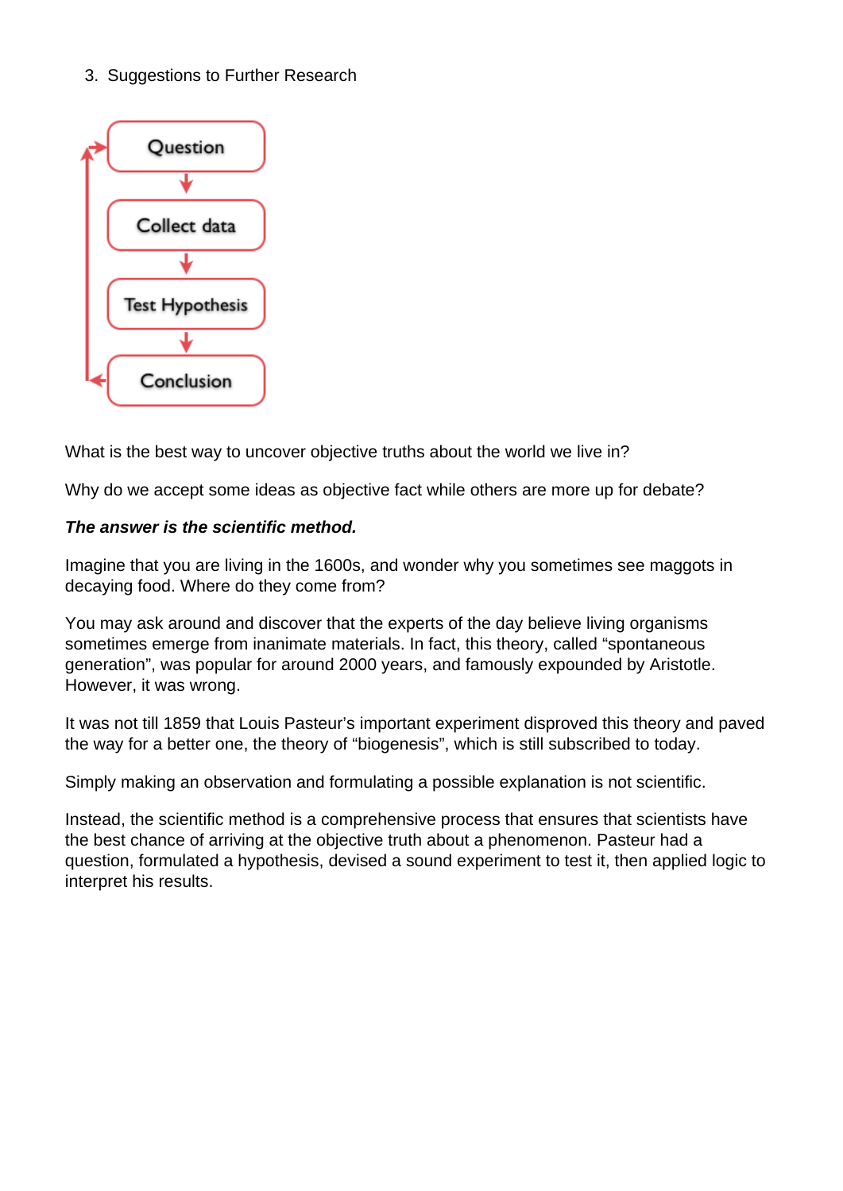3. Suggestions to Further Research

Question → Collect data → Test Hypothesis → Conclusion

What is the best way to uncover objective truths about the world we live in?

Why do we accept some ideas as objective fact while others are more up for debate?

***The answer is the scientific method.***

Imagine that you are living in the 1600s, and wonder why you sometimes see maggots in decaying food. Where do they come from?

You may ask around and discover that the experts of the day believe living organisms sometimes emerge from inanimate materials. In fact, this theory, called "spontaneous generation", was popular for around 2000 years, and famously expounded by Aristotle. However, it was wrong.

It was not till 1859 that Louis Pasteur's important experiment disproved this theory and paved the way for a better one, the theory of "biogenesis", which is still subscribed to today.

Simply making an observation and formulating a possible explanation is not scientific.

Instead, the scientific method is a comprehensive process that ensures that scientists have the best chance of arriving at the objective truth about a phenomenon. Pasteur had a question, formulated a hypothesis, devised a sound experiment to test it, then applied logic to interpret his results.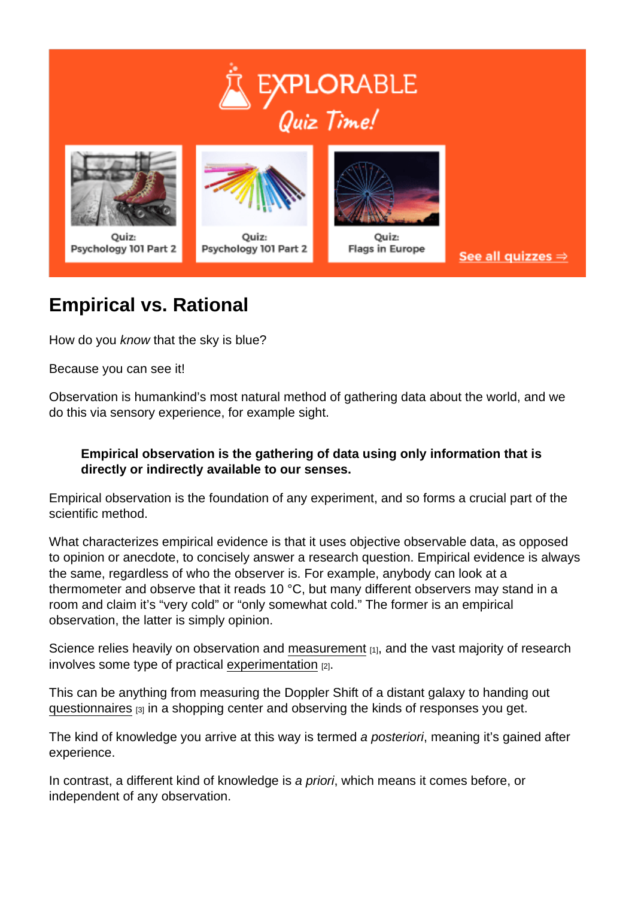## Empirical vs. Rational

How do you *know* that the sky is blue?

Because you can see it!

Observation is humankind's most natural method of gathering data about the world, and we do this via sensory experience, for example sight.

> **Empirical observation is the gathering of data using only information that is directly or indirectly available to our senses.**

Empirical observation is the foundation of any experiment, and so forms a crucial part of the scientific method.

What characterizes empirical evidence is that it uses objective observable data, as opposed to opinion or anecdote, to concisely answer a research question. Empirical evidence is always the same, regardless of who the observer is. For example, anybody can look at a thermometer and observe that it reads 10 °C, but many different observers may stand in a room and claim it's "very cold" or "only somewhat cold." The former is an empirical observation, the latter is simply opinion.

Science relies heavily on observation and measurement [1], and the vast majority of research involves some type of practical experimentation [2].

This can be anything from measuring the Doppler Shift of a distant galaxy to handing out questionnaires [3] in a shopping center and observing the kinds of responses you get.

The kind of knowledge you arrive at this way is termed *a posteriori*, meaning it's gained after experience.

In contrast, a different kind of knowledge is *a priori*, which means it comes before, or independent of any observation.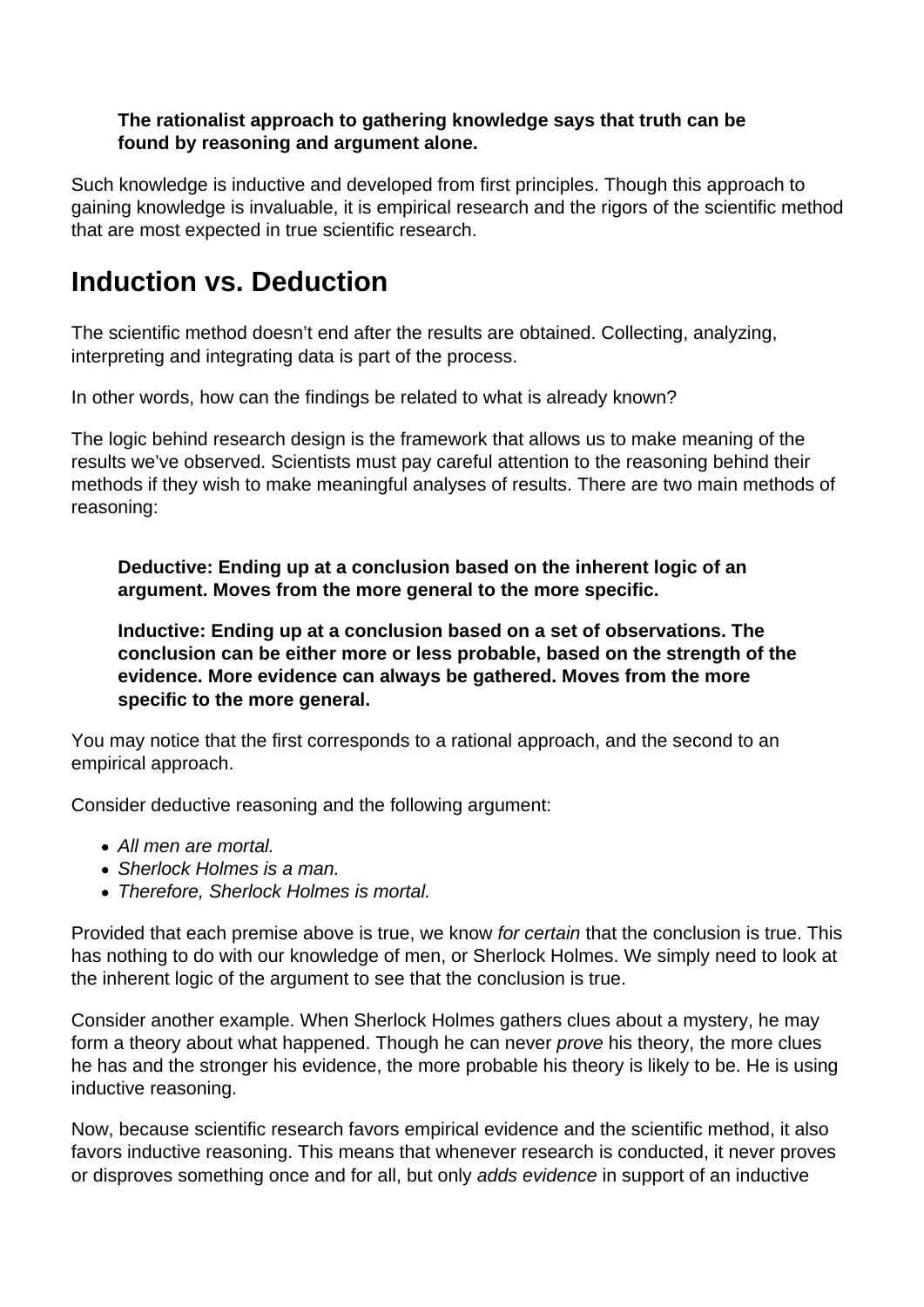**The rationalist approach to gathering knowledge says that truth can be found by reasoning and argument alone.**

Such knowledge is inductive and developed from first principles. Though this approach to gaining knowledge is invaluable, it is empirical research and the rigors of the scientific method that are most expected in true scientific research.

## Induction vs. Deduction

The scientific method doesn't end after the results are obtained. Collecting, analyzing, interpreting and integrating data is part of the process.

In other words, how can the findings be related to what is already known?

The logic behind research design is the framework that allows us to make meaning of the results we've observed. Scientists must pay careful attention to the reasoning behind their methods if they wish to make meaningful analyses of results. There are two main methods of reasoning:

**Deductive: Ending up at a conclusion based on the inherent logic of an argument. Moves from the more general to the more specific.**

**Inductive: Ending up at a conclusion based on a set of observations. The conclusion can be either more or less probable, based on the strength of the evidence. More evidence can always be gathered. Moves from the more specific to the more general.**

You may notice that the first corresponds to a rational approach, and the second to an empirical approach.

Consider deductive reasoning and the following argument:

- *All men are mortal.*
- *Sherlock Holmes is a man.*
- *Therefore, Sherlock Holmes is mortal.*

Provided that each premise above is true, we know *for certain* that the conclusion is true. This has nothing to do with our knowledge of men, or Sherlock Holmes. We simply need to look at the inherent logic of the argument to see that the conclusion is true.

Consider another example. When Sherlock Holmes gathers clues about a mystery, he may form a theory about what happened. Though he can never *prove* his theory, the more clues he has and the stronger his evidence, the more probable his theory is likely to be. He is using inductive reasoning.

Now, because scientific research favors empirical evidence and the scientific method, it also favors inductive reasoning. This means that whenever research is conducted, it never proves or disproves something once and for all, but only *adds evidence* in support of an inductive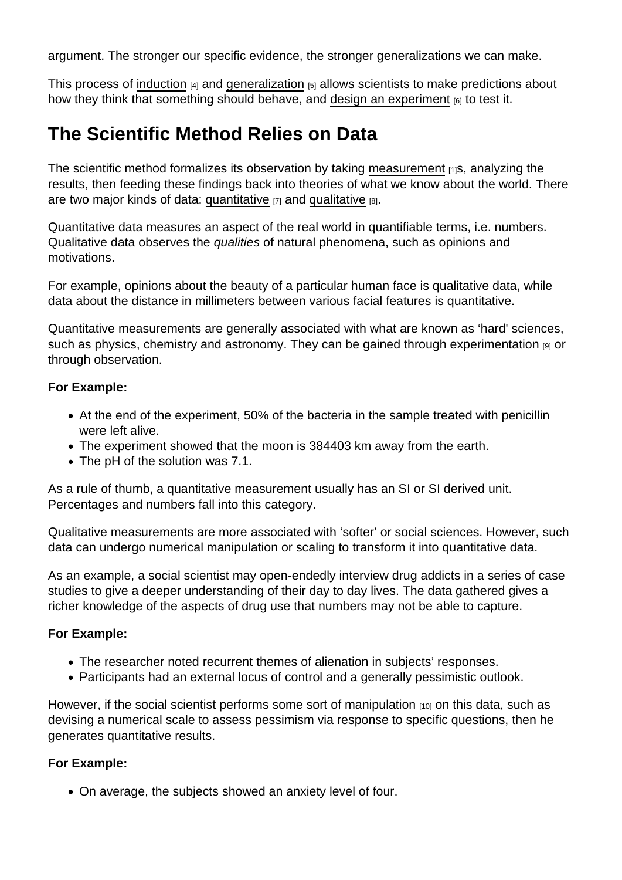argument. The stronger our specific evidence, the stronger generalizations we can make.

This process of induction [4] and generalization [5] allows scientists to make predictions about how they think that something should behave, and design an experiment [6] to test it.

## The Scientific Method Relies on Data

The scientific method formalizes its observation by taking measurement [1]s, analyzing the results, then feeding these findings back into theories of what we know about the world. There are two major kinds of data: quantitative [7] and qualitative [8].

Quantitative data measures an aspect of the real world in quantifiable terms, i.e. numbers. Qualitative data observes the *qualities* of natural phenomena, such as opinions and motivations.

For example, opinions about the beauty of a particular human face is qualitative data, while data about the distance in millimeters between various facial features is quantitative.

Quantitative measurements are generally associated with what are known as 'hard' sciences, such as physics, chemistry and astronomy. They can be gained through experimentation [9] or through observation.

**For Example:**

- At the end of the experiment, 50% of the bacteria in the sample treated with penicillin were left alive.
- The experiment showed that the moon is 384403 km away from the earth.
- The pH of the solution was 7.1.

As a rule of thumb, a quantitative measurement usually has an SI or SI derived unit. Percentages and numbers fall into this category.

Qualitative measurements are more associated with 'softer' or social sciences. However, such data can undergo numerical manipulation or scaling to transform it into quantitative data.

As an example, a social scientist may open-endedly interview drug addicts in a series of case studies to give a deeper understanding of their day to day lives. The data gathered gives a richer knowledge of the aspects of drug use that numbers may not be able to capture.

**For Example:**

- The researcher noted recurrent themes of alienation in subjects' responses.
- Participants had an external locus of control and a generally pessimistic outlook.

However, if the social scientist performs some sort of manipulation [10] on this data, such as devising a numerical scale to assess pessimism via response to specific questions, then he generates quantitative results.

**For Example:**

- On average, the subjects showed an anxiety level of four.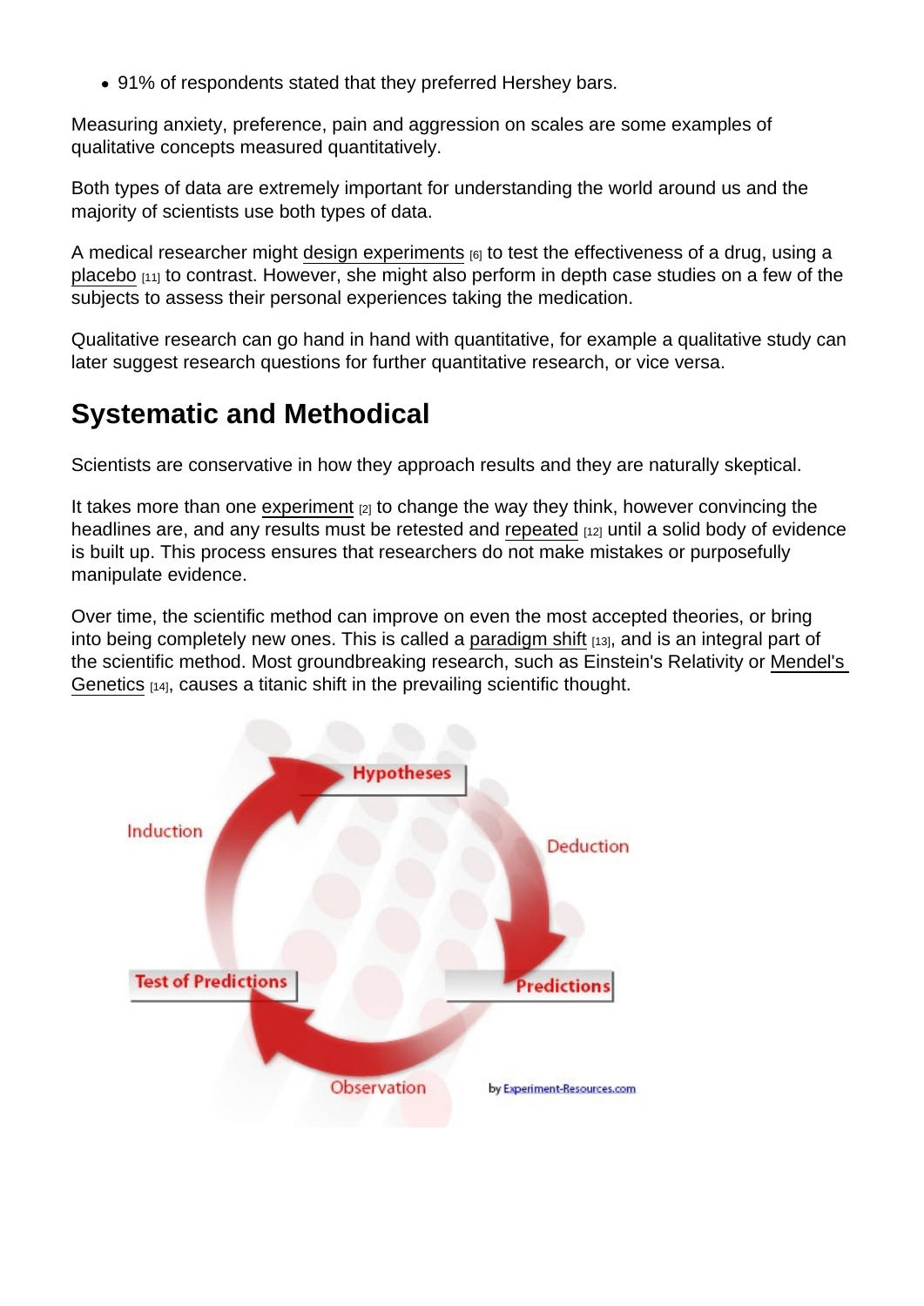- 91% of respondents stated that they preferred Hershey bars.

Measuring anxiety, preference, pain and aggression on scales are some examples of qualitative concepts measured quantitatively.

Both types of data are extremely important for understanding the world around us and the majority of scientists use both types of data.

A medical researcher might design experiments [6] to test the effectiveness of a drug, using a placebo [11] to contrast. However, she might also perform in depth case studies on a few of the subjects to assess their personal experiences taking the medication.

Qualitative research can go hand in hand with quantitative, for example a qualitative study can later suggest research questions for further quantitative research, or vice versa.

## Systematic and Methodical

Scientists are conservative in how they approach results and they are naturally skeptical.

It takes more than one experiment [2] to change the way they think, however convincing the headlines are, and any results must be retested and repeated [12] until a solid body of evidence is built up. This process ensures that researchers do not make mistakes or purposefully manipulate evidence.

Over time, the scientific method can improve on even the most accepted theories, or bring into being completely new ones. This is called a paradigm shift [13], and is an integral part of the scientific method. Most groundbreaking research, such as Einstein's Relativity or Mendel's Genetics [14], causes a titanic shift in the prevailing scientific thought.

Hypotheses

Induction

Deduction

Test of Predictions

Predictions

Observation

by Experiment-Resources.com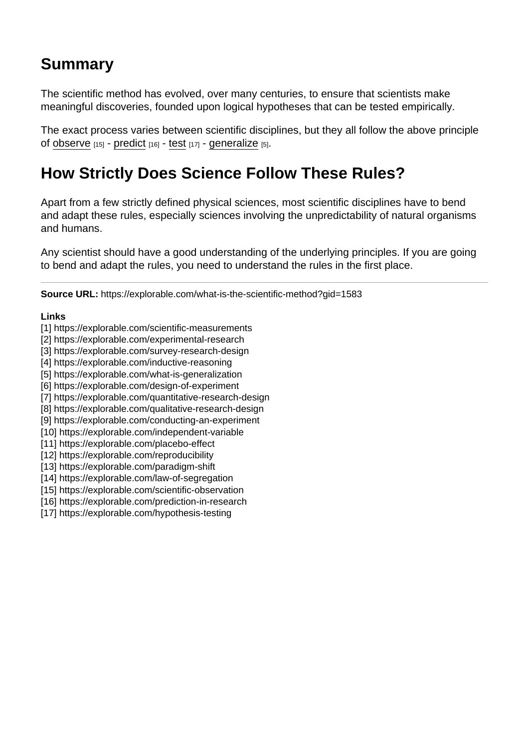## Summary

The scientific method has evolved, over many centuries, to ensure that scientists make meaningful discoveries, founded upon logical hypotheses that can be tested empirically.

The exact process varies between scientific disciplines, but they all follow the above principle of observe [15] - predict [16] - test [17] - generalize [5].

## How Strictly Does Science Follow These Rules?

Apart from a few strictly defined physical sciences, most scientific disciplines have to bend and adapt these rules, especially sciences involving the unpredictability of natural organisms and humans.

Any scientist should have a good understanding of the underlying principles. If you are going to bend and adapt the rules, you need to understand the rules in the first place.

---

**Source URL:** https://explorable.com/what-is-the-scientific-method?gid=1583

**Links**
[1] https://explorable.com/scientific-measurements
[2] https://explorable.com/experimental-research
[3] https://explorable.com/survey-research-design
[4] https://explorable.com/inductive-reasoning
[5] https://explorable.com/what-is-generalization
[6] https://explorable.com/design-of-experiment
[7] https://explorable.com/quantitative-research-design
[8] https://explorable.com/qualitative-research-design
[9] https://explorable.com/conducting-an-experiment
[10] https://explorable.com/independent-variable
[11] https://explorable.com/placebo-effect
[12] https://explorable.com/reproducibility
[13] https://explorable.com/paradigm-shift
[14] https://explorable.com/law-of-segregation
[15] https://explorable.com/scientific-observation
[16] https://explorable.com/prediction-in-research
[17] https://explorable.com/hypothesis-testing